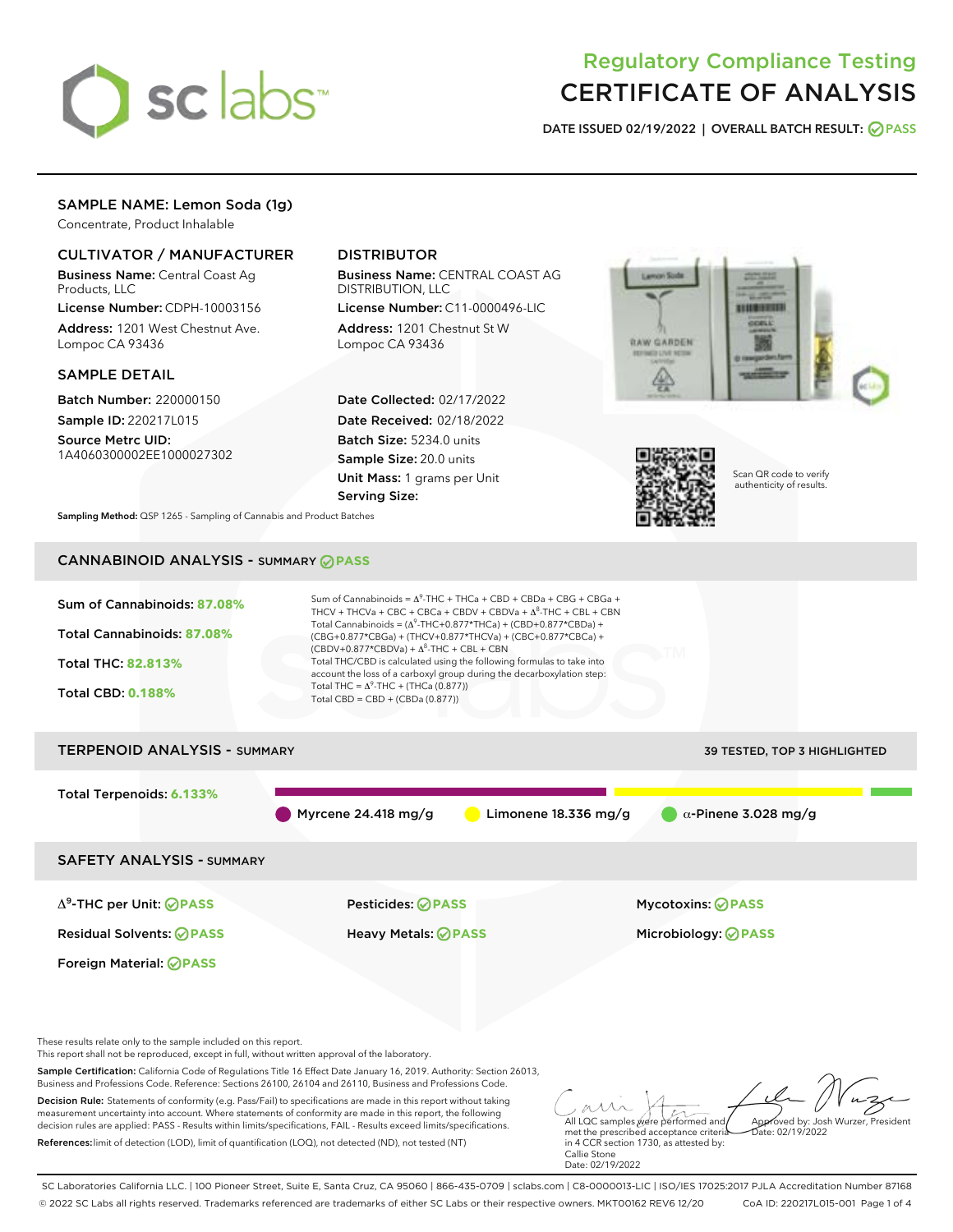# Regulatory Compliance Testing
# CERTIFICATE OF ANALYSIS

**DATE ISSUED 02/19/2022 | OVERALL BATCH RESULT: PASS**

## SAMPLE NAME: Lemon Soda (1g)

Concentrate, Product Inhalable

### CULTIVATOR / MANUFACTURER

**Business Name:** Central Coast Ag Products, LLC

**License Number:** CDPH-10003156

**Address:** 1201 West Chestnut Ave. Lompoc CA 93436

### DISTRIBUTOR

**Business Name:** CENTRAL COAST AG DISTRIBUTION, LLC

**License Number:** C11-0000496-LIC

**Address:** 1201 Chestnut St W Lompoc CA 93436

### SAMPLE DETAIL

**Batch Number:** 220000150

**Sample ID:** 220217L015

**Source Metrc UID:** 1A4060300002EE1000027302

**Date Collected:** 02/17/2022

**Date Received:** 02/18/2022

**Batch Size:** 5234.0 units

**Sample Size:** 20.0 units

**Unit Mass:** 1 grams per Unit

**Serving Size:**

Scan QR code to verify authenticity of results.

**Sampling Method:** QSP 1265 - Sampling of Cannabis and Product Batches

## CANNABINOID ANALYSIS - SUMMARY PASS

**Sum of Cannabinoids:** 87.08%

**Total Cannabinoids:** 87.08%

**Total THC:** 82.813%

**Total CBD:** 0.188%

Sum of Cannabinoids = $\Delta^9$-THC + THCa + CBD + CBDa + CBG + CBGa + THCV + THCVa + CBC + CBCa + CBDV + CBDVa + $\Delta^8$-THC + CBL + CBN

Total Cannabinoids = ($\Delta^9$-THC+0.877*THCa) + (CBD+0.877*CBDa) + (CBG+0.877*CBGa) + (THCV+0.877*THCVa) + (CBC+0.877*CBCa) + (CBDV+0.877*CBDVa) + $\Delta^8$-THC + CBL + CBN

Total THC/CBD is calculated using the following formulas to take into account the loss of a carboxyl group during the decarboxylation step:

Total THC = $\Delta^9$-THC + (THCa (0.877))

Total CBD = CBD + (CBDa (0.877))

## TERPENOID ANALYSIS - SUMMARY

39 TESTED, TOP 3 HIGHLIGHTED

**Total Terpenoids:** 6.133%

Myrcene 24.418 mg/g | Limonene 18.336 mg/g | α-Pinene 3.028 mg/g

## SAFETY ANALYSIS - SUMMARY

| | | |
|---|---|---|
| $\Delta^9$-THC per Unit: PASS | Pesticides: PASS | Mycotoxins: PASS |
| Residual Solvents: PASS | Heavy Metals: PASS | Microbiology: PASS |
| Foreign Material: PASS | | |

These results relate only to the sample included on this report.
This report shall not be reproduced, except in full, without written approval of the laboratory.

**Sample Certification:** California Code of Regulations Title 16 Effect Date January 16, 2019. Authority: Section 26013, Business and Professions Code. Reference: Sections 26100, 26104 and 26110, Business and Professions Code.

**Decision Rule:** Statements of conformity (e.g. Pass/Fail) to specifications are made in this report without taking measurement uncertainty into account. Where statements of conformity are made in this report, the following decision rules are applied: PASS - Results within limits/specifications, FAIL - Results exceed limits/specifications.

**References:** limit of detection (LOD), limit of quantification (LOQ), not detected (ND), not tested (NT)

All LQC samples were performed and met the prescribed acceptance criteria in 4 CCR section 1730, as attested by: Callie Stone
Date: 02/19/2022

Approved by: Josh Wurzer, President
Date: 02/19/2022

SC Laboratories California LLC. | 100 Pioneer Street, Suite E, Santa Cruz, CA 95060 | 866-435-0709 | sclabs.com | C8-0000013-LIC | ISO/IES 17025:2017 PJLA Accreditation Number 87168
© 2022 SC Labs all rights reserved. Trademarks referenced are trademarks of either SC Labs or their respective owners. MKT00162 REV6 12/20 CoA ID: 220217L015-001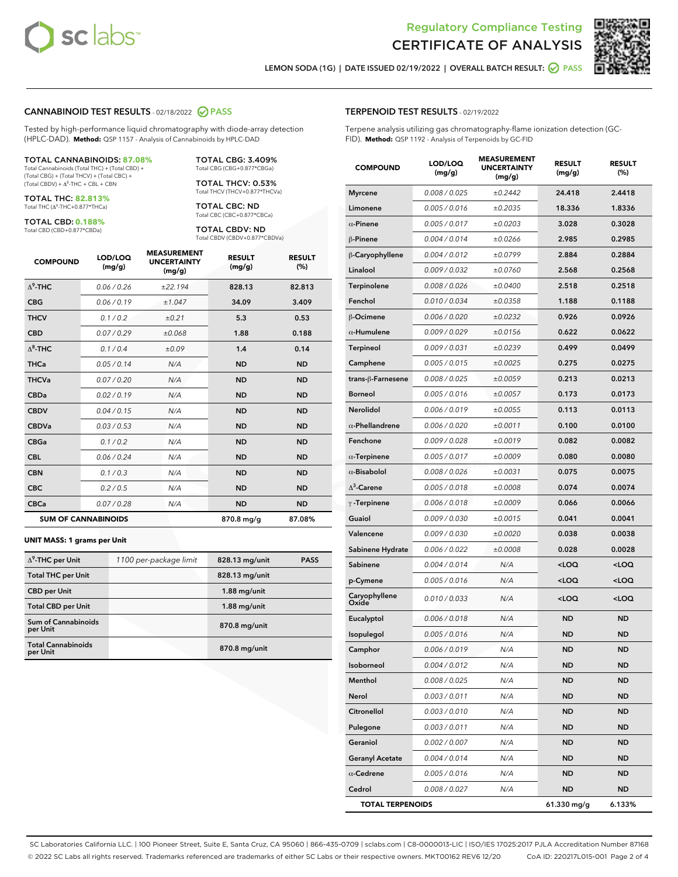Regulatory Compliance Testing

# CERTIFICATE OF ANALYSIS

LEMON SODA (1G) | DATE ISSUED 02/19/2022 | OVERALL BATCH RESULT: PASS

## CANNABINOID TEST RESULTS - 02/18/2022 PASS

Tested by high-performance liquid chromatography with diode-array detection (HPLC-DAD). **Method:** QSP 1157 - Analysis of Cannabinoids by HPLC-DAD

**TOTAL CANNABINOIDS: 87.08%**
Total Cannabinoids (Total THC) + (Total CBD) + (Total CBG) + (Total THCV) + (Total CBC) + (Total CBDV) + Δ8-THC + CBL + CBN

**TOTAL THC: 82.813%**
Total THC (Δ9-THC+0.877*THCa)

**TOTAL CBD: 0.188%**
Total CBD (CBD+0.877*CBDa)

**TOTAL CBG: 3.409%**
Total CBG (CBG+0.877*CBGa)

**TOTAL THCV: 0.53%**
Total THCV (THCV+0.877*THCVa)

**TOTAL CBC: ND**
Total CBC (CBC+0.877*CBCa)

**TOTAL CBDV: ND**
Total CBDV (CBDV+0.877*CBDVa)

| COMPOUND | LOD/LOQ (mg/g) | MEASUREMENT UNCERTAINTY (mg/g) | RESULT (mg/g) | RESULT (%) |
|---|---|---|---|---|
| Δ9-THC | 0.06 / 0.26 | ±22.194 | 828.13 | 82.813 |
| CBG | 0.06 / 0.19 | ±1.047 | 34.09 | 3.409 |
| THCV | 0.1 / 0.2 | ±0.21 | 5.3 | 0.53 |
| CBD | 0.07 / 0.29 | ±0.068 | 1.88 | 0.188 |
| Δ8-THC | 0.1 / 0.4 | ±0.09 | 1.4 | 0.14 |
| THCa | 0.05 / 0.14 | N/A | ND | ND |
| THCVa | 0.07 / 0.20 | N/A | ND | ND |
| CBDa | 0.02 / 0.19 | N/A | ND | ND |
| CBDV | 0.04 / 0.15 | N/A | ND | ND |
| CBDVa | 0.03 / 0.53 | N/A | ND | ND |
| CBGa | 0.1 / 0.2 | N/A | ND | ND |
| CBL | 0.06 / 0.24 | N/A | ND | ND |
| CBN | 0.1 / 0.3 | N/A | ND | ND |
| CBC | 0.2 / 0.5 | N/A | ND | ND |
| CBCa | 0.07 / 0.28 | N/A | ND | ND |
| **SUM OF CANNABINOIDS** | | | 870.8 mg/g | 87.08% |

**UNIT MASS: 1 grams per Unit**

| | | | |
|---|---|---|---|
| Δ9-THC per Unit | 1100 per-package limit | 828.13 mg/unit | PASS |
| Total THC per Unit | | 828.13 mg/unit | |
| CBD per Unit | | 1.88 mg/unit | |
| Total CBD per Unit | | 1.88 mg/unit | |
| Sum of Cannabinoids per Unit | | 870.8 mg/unit | |
| Total Cannabinoids per Unit | | 870.8 mg/unit | |

## TERPENOID TEST RESULTS - 02/19/2022

Terpene analysis utilizing gas chromatography-flame ionization detection (GC-FID). **Method:** QSP 1192 - Analysis of Terpenoids by GC-FID

| COMPOUND | LOD/LOQ (mg/g) | MEASUREMENT UNCERTAINTY (mg/g) | RESULT (mg/g) | RESULT (%) |
|---|---|---|---|---|
| Myrcene | 0.008 / 0.025 | ±0.2442 | 24.418 | 2.4418 |
| Limonene | 0.005 / 0.016 | ±0.2035 | 18.336 | 1.8336 |
| α-Pinene | 0.005 / 0.017 | ±0.0203 | 3.028 | 0.3028 |
| β-Pinene | 0.004 / 0.014 | ±0.0266 | 2.985 | 0.2985 |
| β-Caryophyllene | 0.004 / 0.012 | ±0.0799 | 2.884 | 0.2884 |
| Linalool | 0.009 / 0.032 | ±0.0760 | 2.568 | 0.2568 |
| Terpinolene | 0.008 / 0.026 | ±0.0400 | 2.518 | 0.2518 |
| Fenchol | 0.010 / 0.034 | ±0.0358 | 1.188 | 0.1188 |
| β-Ocimene | 0.006 / 0.020 | ±0.0232 | 0.926 | 0.0926 |
| α-Humulene | 0.009 / 0.029 | ±0.0156 | 0.622 | 0.0622 |
| Terpineol | 0.009 / 0.031 | ±0.0239 | 0.499 | 0.0499 |
| Camphene | 0.005 / 0.015 | ±0.0025 | 0.275 | 0.0275 |
| trans-β-Farnesene | 0.008 / 0.025 | ±0.0059 | 0.213 | 0.0213 |
| Borneol | 0.005 / 0.016 | ±0.0057 | 0.173 | 0.0173 |
| Nerolidol | 0.006 / 0.019 | ±0.0055 | 0.113 | 0.0113 |
| α-Phellandrene | 0.006 / 0.020 | ±0.0011 | 0.100 | 0.0100 |
| Fenchone | 0.009 / 0.028 | ±0.0019 | 0.082 | 0.0082 |
| α-Terpinene | 0.005 / 0.017 | ±0.0009 | 0.080 | 0.0080 |
| α-Bisabolol | 0.008 / 0.026 | ±0.0031 | 0.075 | 0.0075 |
| Δ3-Carene | 0.005 / 0.018 | ±0.0008 | 0.074 | 0.0074 |
| γ-Terpinene | 0.006 / 0.018 | ±0.0009 | 0.066 | 0.0066 |
| Guaiol | 0.009 / 0.030 | ±0.0015 | 0.041 | 0.0041 |
| Valencene | 0.009 / 0.030 | ±0.0020 | 0.038 | 0.0038 |
| Sabinene Hydrate | 0.006 / 0.022 | ±0.0008 | 0.028 | 0.0028 |
| Sabinene | 0.004 / 0.014 | N/A | <LOQ | <LOQ |
| p-Cymene | 0.005 / 0.016 | N/A | <LOQ | <LOQ |
| Caryophyllene Oxide | 0.010 / 0.033 | N/A | <LOQ | <LOQ |
| Eucalyptol | 0.006 / 0.018 | N/A | ND | ND |
| Isopulegol | 0.005 / 0.016 | N/A | ND | ND |
| Camphor | 0.006 / 0.019 | N/A | ND | ND |
| Isoborneol | 0.004 / 0.012 | N/A | ND | ND |
| Menthol | 0.008 / 0.025 | N/A | ND | ND |
| Nerol | 0.003 / 0.011 | N/A | ND | ND |
| Citronellol | 0.003 / 0.010 | N/A | ND | ND |
| Pulegone | 0.003 / 0.011 | N/A | ND | ND |
| Geraniol | 0.002 / 0.007 | N/A | ND | ND |
| Geranyl Acetate | 0.004 / 0.014 | N/A | ND | ND |
| α-Cedrene | 0.005 / 0.016 | N/A | ND | ND |
| Cedrol | 0.008 / 0.027 | N/A | ND | ND |
| **TOTAL TERPENOIDS** | | | 61.330 mg/g | 6.133% |

SC Laboratories California LLC. | 100 Pioneer Street, Suite E, Santa Cruz, CA 95060 | 866-435-0709 | sclabs.com | C8-0000013-LIC | ISO/IES 17025:2017 PJLA Accreditation Number 87168
© 2022 SC Labs all rights reserved. Trademarks referenced are trademarks of either SC Labs or their respective owners. MKT00162 REV6 12/20 CoA ID: 220217L015-001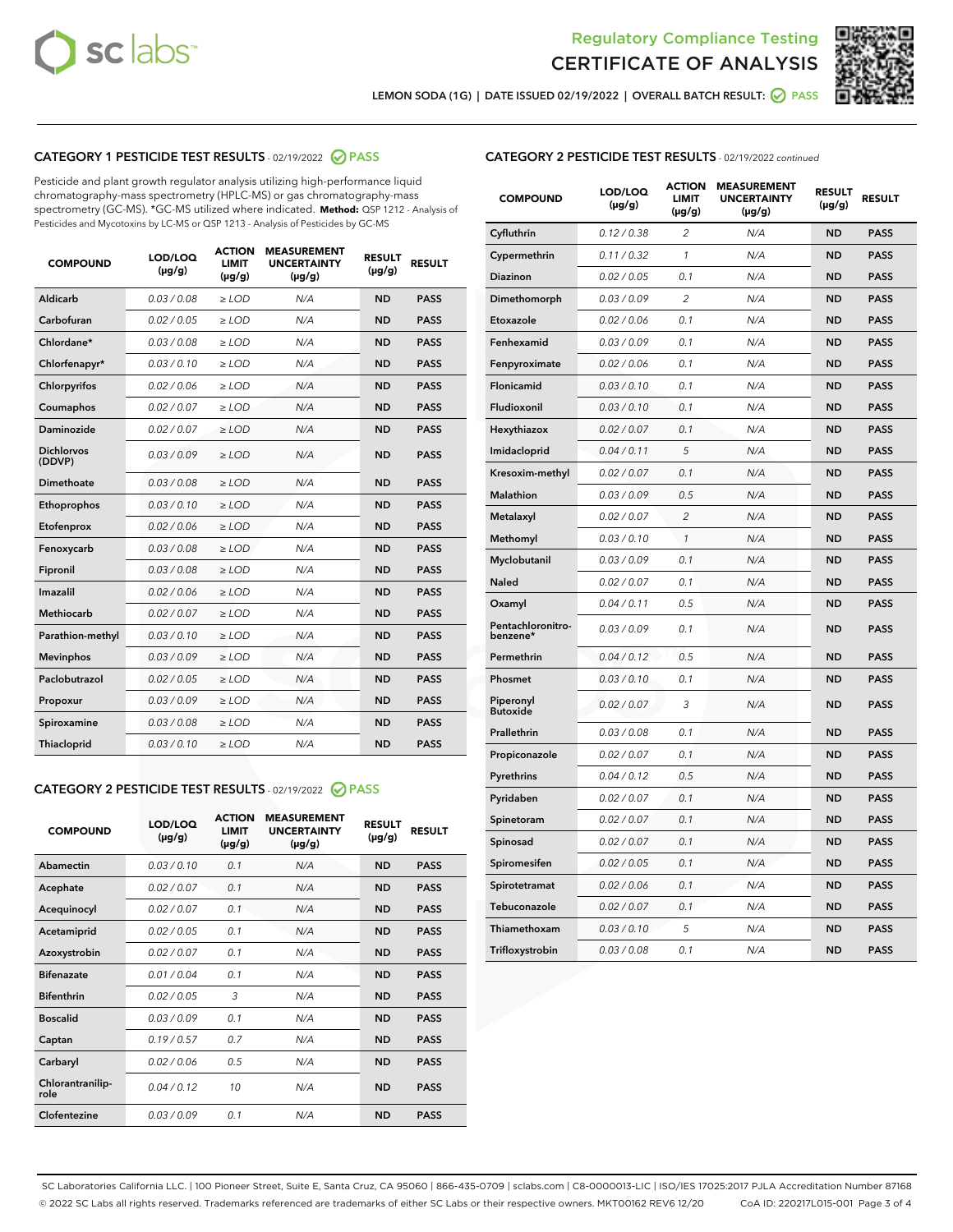Regulatory Compliance Testing

CERTIFICATE OF ANALYSIS

LEMON SODA (1G) | DATE ISSUED 02/19/2022 | OVERALL BATCH RESULT: PASS

## CATEGORY 1 PESTICIDE TEST RESULTS - 02/19/2022 PASS

Pesticide and plant growth regulator analysis utilizing high-performance liquid chromatography-mass spectrometry (HPLC-MS) or gas chromatography-mass spectrometry (GC-MS). *GC-MS utilized where indicated. **Method:** QSP 1212 - Analysis of Pesticides and Mycotoxins by LC-MS or QSP 1213 - Analysis of Pesticides by GC-MS

| COMPOUND | LOD/LOQ (µg/g) | ACTION LIMIT (µg/g) | MEASUREMENT UNCERTAINTY (µg/g) | RESULT (µg/g) | RESULT |
|---|---|---|---|---|---|
| Aldicarb | 0.03 / 0.08 | ≥ LOD | N/A | ND | PASS |
| Carbofuran | 0.02 / 0.05 | ≥ LOD | N/A | ND | PASS |
| Chlordane* | 0.03 / 0.08 | ≥ LOD | N/A | ND | PASS |
| Chlorfenapyr* | 0.03 / 0.10 | ≥ LOD | N/A | ND | PASS |
| Chlorpyrifos | 0.02 / 0.06 | ≥ LOD | N/A | ND | PASS |
| Coumaphos | 0.02 / 0.07 | ≥ LOD | N/A | ND | PASS |
| Daminozide | 0.02 / 0.07 | ≥ LOD | N/A | ND | PASS |
| Dichlorvos (DDVP) | 0.03 / 0.09 | ≥ LOD | N/A | ND | PASS |
| Dimethoate | 0.03 / 0.08 | ≥ LOD | N/A | ND | PASS |
| Ethoprophos | 0.03 / 0.10 | ≥ LOD | N/A | ND | PASS |
| Etofenprox | 0.02 / 0.06 | ≥ LOD | N/A | ND | PASS |
| Fenoxycarb | 0.03 / 0.08 | ≥ LOD | N/A | ND | PASS |
| Fipronil | 0.03 / 0.08 | ≥ LOD | N/A | ND | PASS |
| Imazalil | 0.02 / 0.06 | ≥ LOD | N/A | ND | PASS |
| Methiocarb | 0.02 / 0.07 | ≥ LOD | N/A | ND | PASS |
| Parathion-methyl | 0.03 / 0.10 | ≥ LOD | N/A | ND | PASS |
| Mevinphos | 0.03 / 0.09 | ≥ LOD | N/A | ND | PASS |
| Paclobutrazol | 0.02 / 0.05 | ≥ LOD | N/A | ND | PASS |
| Propoxur | 0.03 / 0.09 | ≥ LOD | N/A | ND | PASS |
| Spiroxamine | 0.03 / 0.08 | ≥ LOD | N/A | ND | PASS |
| Thiacloprid | 0.03 / 0.10 | ≥ LOD | N/A | ND | PASS |

## CATEGORY 2 PESTICIDE TEST RESULTS - 02/19/2022 PASS

| COMPOUND | LOD/LOQ (µg/g) | ACTION LIMIT (µg/g) | MEASUREMENT UNCERTAINTY (µg/g) | RESULT (µg/g) | RESULT |
|---|---|---|---|---|---|
| Abamectin | 0.03 / 0.10 | 0.1 | N/A | ND | PASS |
| Acephate | 0.02 / 0.07 | 0.1 | N/A | ND | PASS |
| Acequinocyl | 0.02 / 0.07 | 0.1 | N/A | ND | PASS |
| Acetamiprid | 0.02 / 0.05 | 0.1 | N/A | ND | PASS |
| Azoxystrobin | 0.02 / 0.07 | 0.1 | N/A | ND | PASS |
| Bifenazate | 0.01 / 0.04 | 0.1 | N/A | ND | PASS |
| Bifenthrin | 0.02 / 0.05 | 3 | N/A | ND | PASS |
| Boscalid | 0.03 / 0.09 | 0.1 | N/A | ND | PASS |
| Captan | 0.19 / 0.57 | 0.7 | N/A | ND | PASS |
| Carbaryl | 0.02 / 0.06 | 0.5 | N/A | ND | PASS |
| Chlorantraniliprole | 0.04 / 0.12 | 10 | N/A | ND | PASS |
| Clofentezine | 0.03 / 0.09 | 0.1 | N/A | ND | PASS |
| Cyfluthrin | 0.12 / 0.38 | 2 | N/A | ND | PASS |
| Cypermethrin | 0.11 / 0.32 | 1 | N/A | ND | PASS |
| Diazinon | 0.02 / 0.05 | 0.1 | N/A | ND | PASS |
| Dimethomorph | 0.03 / 0.09 | 2 | N/A | ND | PASS |
| Etoxazole | 0.02 / 0.06 | 0.1 | N/A | ND | PASS |
| Fenhexamid | 0.03 / 0.09 | 0.1 | N/A | ND | PASS |
| Fenpyroximate | 0.02 / 0.06 | 0.1 | N/A | ND | PASS |
| Flonicamid | 0.03 / 0.10 | 0.1 | N/A | ND | PASS |
| Fludioxonil | 0.03 / 0.10 | 0.1 | N/A | ND | PASS |
| Hexythiazox | 0.02 / 0.07 | 0.1 | N/A | ND | PASS |
| Imidacloprid | 0.04 / 0.11 | 5 | N/A | ND | PASS |
| Kresoxim-methyl | 0.02 / 0.07 | 0.1 | N/A | ND | PASS |
| Malathion | 0.03 / 0.09 | 0.5 | N/A | ND | PASS |
| Metalaxyl | 0.02 / 0.07 | 2 | N/A | ND | PASS |
| Methomyl | 0.03 / 0.10 | 1 | N/A | ND | PASS |
| Myclobutanil | 0.03 / 0.09 | 0.1 | N/A | ND | PASS |
| Naled | 0.02 / 0.07 | 0.1 | N/A | ND | PASS |
| Oxamyl | 0.04 / 0.11 | 0.5 | N/A | ND | PASS |
| Pentachloronitrobenzene* | 0.03 / 0.09 | 0.1 | N/A | ND | PASS |
| Permethrin | 0.04 / 0.12 | 0.5 | N/A | ND | PASS |
| Phosmet | 0.03 / 0.10 | 0.1 | N/A | ND | PASS |
| Piperonyl Butoxide | 0.02 / 0.07 | 3 | N/A | ND | PASS |
| Prallethrin | 0.03 / 0.08 | 0.1 | N/A | ND | PASS |
| Propiconazole | 0.02 / 0.07 | 0.1 | N/A | ND | PASS |
| Pyrethrins | 0.04 / 0.12 | 0.5 | N/A | ND | PASS |
| Pyridaben | 0.02 / 0.07 | 0.1 | N/A | ND | PASS |
| Spinetoram | 0.02 / 0.07 | 0.1 | N/A | ND | PASS |
| Spinosad | 0.02 / 0.07 | 0.1 | N/A | ND | PASS |
| Spiromesifen | 0.02 / 0.05 | 0.1 | N/A | ND | PASS |
| Spirotetramat | 0.02 / 0.06 | 0.1 | N/A | ND | PASS |
| Tebuconazole | 0.02 / 0.07 | 0.1 | N/A | ND | PASS |
| Thiamethoxam | 0.03 / 0.10 | 5 | N/A | ND | PASS |
| Trifloxystrobin | 0.03 / 0.08 | 0.1 | N/A | ND | PASS |

SC Laboratories California LLC. | 100 Pioneer Street, Suite E, Santa Cruz, CA 95060 | 866-435-0709 | sclabs.com | C8-0000013-LIC | ISO/IES 17025:2017 PJLA Accreditation Number 87168
© 2022 SC Labs all rights reserved. Trademarks referenced are trademarks of either SC Labs or their respective owners. MKT00162 REV6 12/20 CoA ID: 220217L015-001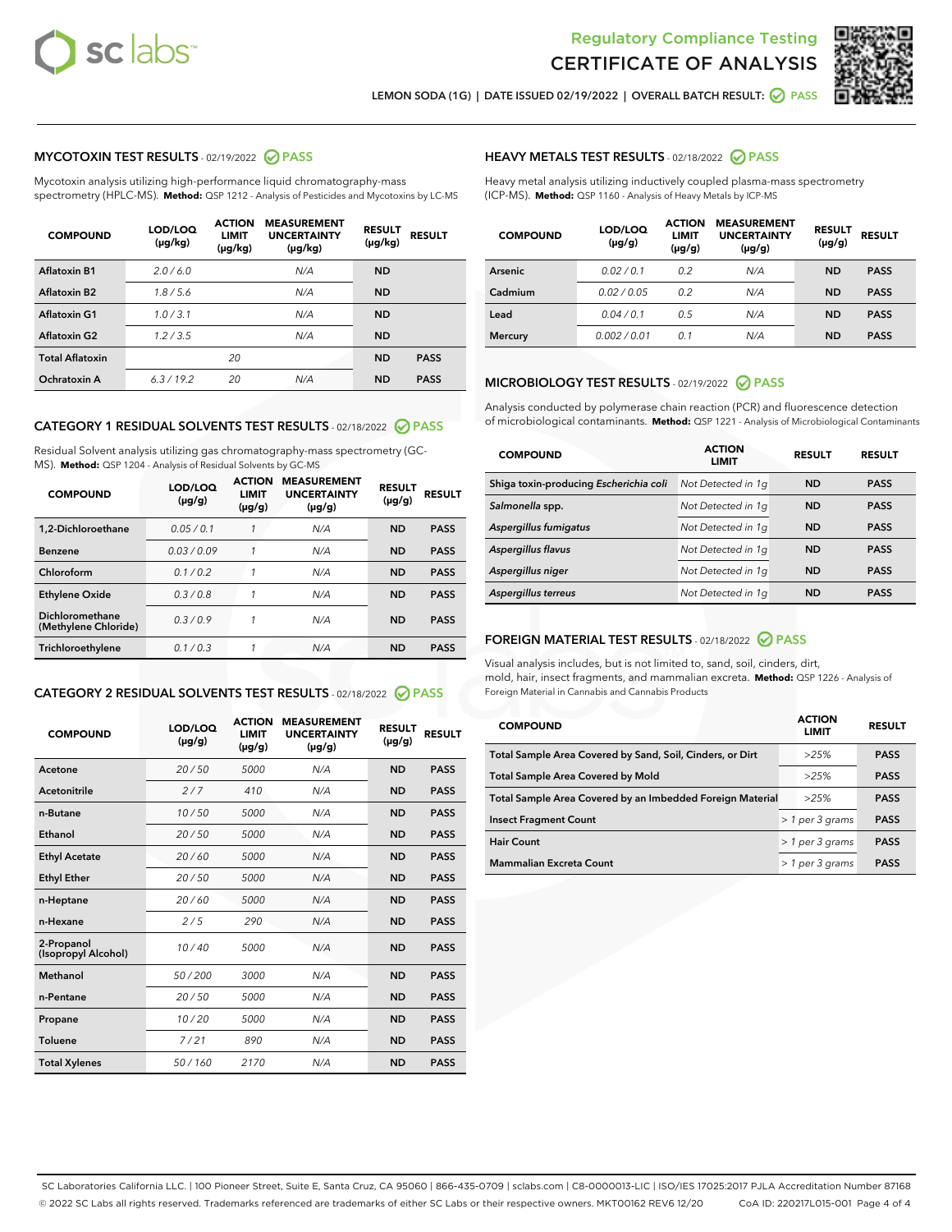Regulatory Compliance Testing

# CERTIFICATE OF ANALYSIS

LEMON SODA (1G) | DATE ISSUED 02/19/2022 | OVERALL BATCH RESULT: PASS

## MYCOTOXIN TEST RESULTS - 02/19/2022 PASS

Mycotoxin analysis utilizing high-performance liquid chromatography-mass spectrometry (HPLC-MS). **Method:** QSP 1212 - Analysis of Pesticides and Mycotoxins by LC-MS

| COMPOUND | LOD/LOQ (µg/kg) | ACTION LIMIT (µg/kg) | MEASUREMENT UNCERTAINTY (µg/kg) | RESULT (µg/kg) | RESULT |
|---|---|---|---|---|---|
| Aflatoxin B1 | 2.0 / 6.0 | | N/A | ND | |
| Aflatoxin B2 | 1.8 / 5.6 | | N/A | ND | |
| Aflatoxin G1 | 1.0 / 3.1 | | N/A | ND | |
| Aflatoxin G2 | 1.2 / 3.5 | | N/A | ND | |
| Total Aflatoxin | | 20 | | ND | PASS |
| Ochratoxin A | 6.3 / 19.2 | 20 | N/A | ND | PASS |

## CATEGORY 1 RESIDUAL SOLVENTS TEST RESULTS - 02/18/2022 PASS

Residual Solvent analysis utilizing gas chromatography-mass spectrometry (GC-MS). **Method:** QSP 1204 - Analysis of Residual Solvents by GC-MS

| COMPOUND | LOD/LOQ (µg/g) | ACTION LIMIT (µg/g) | MEASUREMENT UNCERTAINTY (µg/g) | RESULT (µg/g) | RESULT |
|---|---|---|---|---|---|
| 1,2-Dichloroethane | 0.05 / 0.1 | 1 | N/A | ND | PASS |
| Benzene | 0.03 / 0.09 | 1 | N/A | ND | PASS |
| Chloroform | 0.1 / 0.2 | 1 | N/A | ND | PASS |
| Ethylene Oxide | 0.3 / 0.8 | 1 | N/A | ND | PASS |
| Dichloromethane (Methylene Chloride) | 0.3 / 0.9 | 1 | N/A | ND | PASS |
| Trichloroethylene | 0.1 / 0.3 | 1 | N/A | ND | PASS |

## CATEGORY 2 RESIDUAL SOLVENTS TEST RESULTS - 02/18/2022 PASS

| COMPOUND | LOD/LOQ (µg/g) | ACTION LIMIT (µg/g) | MEASUREMENT UNCERTAINTY (µg/g) | RESULT (µg/g) | RESULT |
|---|---|---|---|---|---|
| Acetone | 20 / 50 | 5000 | N/A | ND | PASS |
| Acetonitrile | 2 / 7 | 410 | N/A | ND | PASS |
| n-Butane | 10 / 50 | 5000 | N/A | ND | PASS |
| Ethanol | 20 / 50 | 5000 | N/A | ND | PASS |
| Ethyl Acetate | 20 / 60 | 5000 | N/A | ND | PASS |
| Ethyl Ether | 20 / 50 | 5000 | N/A | ND | PASS |
| n-Heptane | 20 / 60 | 5000 | N/A | ND | PASS |
| n-Hexane | 2 / 5 | 290 | N/A | ND | PASS |
| 2-Propanol (Isopropyl Alcohol) | 10 / 40 | 5000 | N/A | ND | PASS |
| Methanol | 50 / 200 | 3000 | N/A | ND | PASS |
| n-Pentane | 20 / 50 | 5000 | N/A | ND | PASS |
| Propane | 10 / 20 | 5000 | N/A | ND | PASS |
| Toluene | 7 / 21 | 890 | N/A | ND | PASS |
| Total Xylenes | 50 / 160 | 2170 | N/A | ND | PASS |

## HEAVY METALS TEST RESULTS - 02/18/2022 PASS

Heavy metal analysis utilizing inductively coupled plasma-mass spectrometry (ICP-MS). **Method:** QSP 1160 - Analysis of Heavy Metals by ICP-MS

| COMPOUND | LOD/LOQ (µg/g) | ACTION LIMIT (µg/g) | MEASUREMENT UNCERTAINTY (µg/g) | RESULT (µg/g) | RESULT |
|---|---|---|---|---|---|
| Arsenic | 0.02 / 0.1 | 0.2 | N/A | ND | PASS |
| Cadmium | 0.02 / 0.05 | 0.2 | N/A | ND | PASS |
| Lead | 0.04 / 0.1 | 0.5 | N/A | ND | PASS |
| Mercury | 0.002 / 0.01 | 0.1 | N/A | ND | PASS |

## MICROBIOLOGY TEST RESULTS - 02/19/2022 PASS

Analysis conducted by polymerase chain reaction (PCR) and fluorescence detection of microbiological contaminants. **Method:** QSP 1221 - Analysis of Microbiological Contaminants

| COMPOUND | ACTION LIMIT | RESULT | RESULT |
|---|---|---|---|
| Shiga toxin-producing *Escherichia coli* | Not Detected in 1g | ND | PASS |
| *Salmonella* spp. | Not Detected in 1g | ND | PASS |
| *Aspergillus fumigatus* | Not Detected in 1g | ND | PASS |
| *Aspergillus flavus* | Not Detected in 1g | ND | PASS |
| *Aspergillus niger* | Not Detected in 1g | ND | PASS |
| *Aspergillus terreus* | Not Detected in 1g | ND | PASS |

## FOREIGN MATERIAL TEST RESULTS - 02/18/2022 PASS

Visual analysis includes, but is not limited to, sand, soil, cinders, dirt, mold, hair, insect fragments, and mammalian excreta. **Method:** QSP 1226 - Analysis of Foreign Material in Cannabis and Cannabis Products

| COMPOUND | ACTION LIMIT | RESULT |
|---|---|---|
| Total Sample Area Covered by Sand, Soil, Cinders, or Dirt | >25% | PASS |
| Total Sample Area Covered by Mold | >25% | PASS |
| Total Sample Area Covered by an Imbedded Foreign Material | >25% | PASS |
| Insect Fragment Count | > 1 per 3 grams | PASS |
| Hair Count | > 1 per 3 grams | PASS |
| Mammalian Excreta Count | > 1 per 3 grams | PASS |

SC Laboratories California LLC. | 100 Pioneer Street, Suite E, Santa Cruz, CA 95060 | 866-435-0709 | sclabs.com | C8-0000013-LIC | ISO/IES 17025:2017 PJLA Accreditation Number 87168
© 2022 SC Labs all rights reserved. Trademarks referenced are trademarks of either SC Labs or their respective owners. MKT00162 REV6 12/20 CoA ID: 220217L015-001